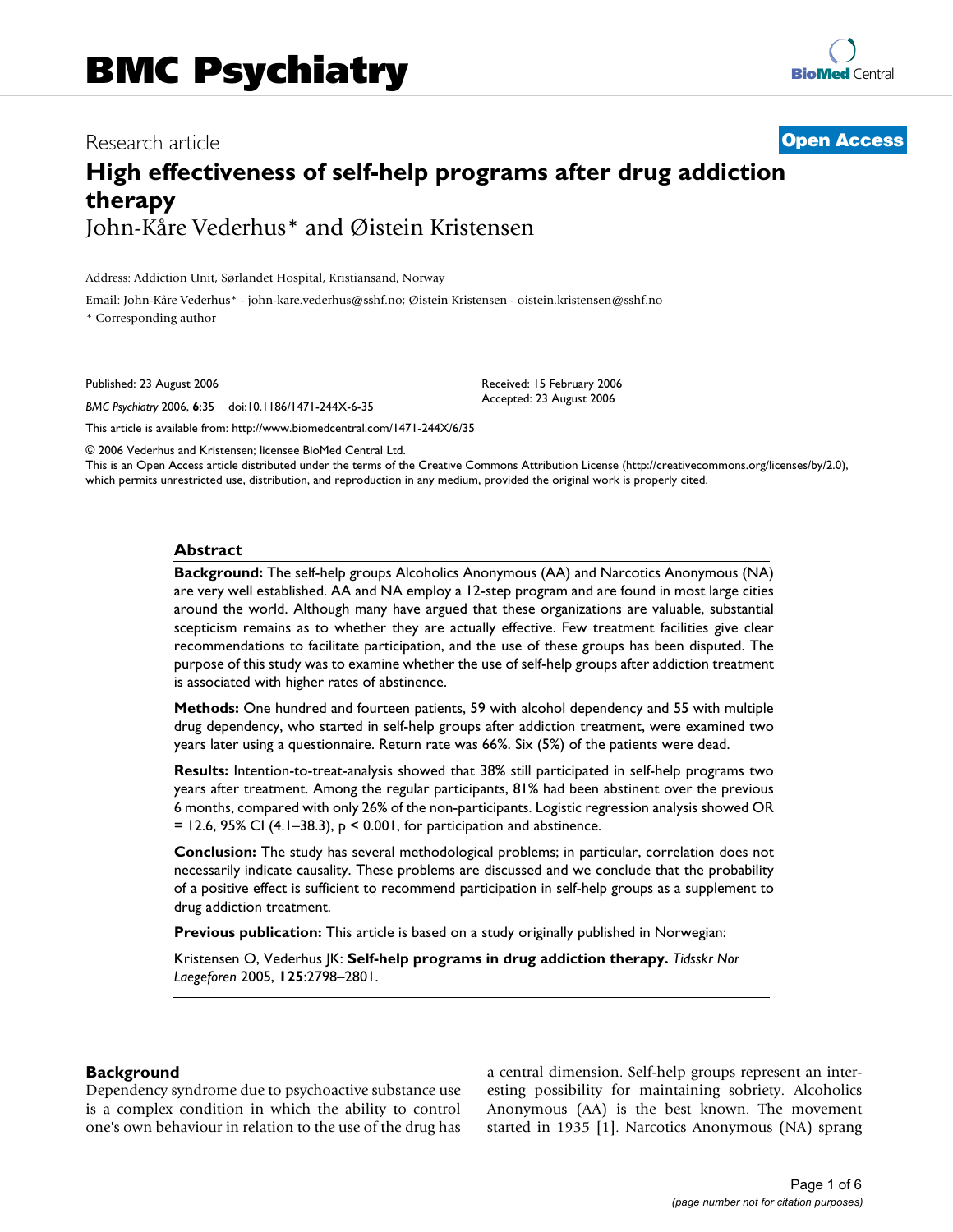# BMC Psychiatry

Research article

**Open Access**

# High effectiveness of self-help programs after drug addiction therapy

John-Kåre Vederhus* and Øistein Kristensen

Address: Addiction Unit, Sørlandet Hospital, Kristiansand, Norway

Email: John-Kåre Vederhus* - john-kare.vederhus@sshf.no; Øistein Kristensen - oistein.kristensen@sshf.no

* Corresponding author

Published: 23 August 2006

*BMC Psychiatry* 2006, **6**:35 doi:10.1186/1471-244X-6-35

Received: 15 February 2006
Accepted: 23 August 2006

This article is available from: http://www.biomedcentral.com/1471-244X/6/35

© 2006 Vederhus and Kristensen; licensee BioMed Central Ltd.
This is an Open Access article distributed under the terms of the Creative Commons Attribution License (http://creativecommons.org/licenses/by/2.0), which permits unrestricted use, distribution, and reproduction in any medium, provided the original work is properly cited.

## Abstract

**Background:** The self-help groups Alcoholics Anonymous (AA) and Narcotics Anonymous (NA) are very well established. AA and NA employ a 12-step program and are found in most large cities around the world. Although many have argued that these organizations are valuable, substantial scepticism remains as to whether they are actually effective. Few treatment facilities give clear recommendations to facilitate participation, and the use of these groups has been disputed. The purpose of this study was to examine whether the use of self-help groups after addiction treatment is associated with higher rates of abstinence.

**Methods:** One hundred and fourteen patients, 59 with alcohol dependency and 55 with multiple drug dependency, who started in self-help groups after addiction treatment, were examined two years later using a questionnaire. Return rate was 66%. Six (5%) of the patients were dead.

**Results:** Intention-to-treat-analysis showed that 38% still participated in self-help programs two years after treatment. Among the regular participants, 81% had been abstinent over the previous 6 months, compared with only 26% of the non-participants. Logistic regression analysis showed OR = 12.6, 95% CI (4.1–38.3), $p < 0.001$, for participation and abstinence.

**Conclusion:** The study has several methodological problems; in particular, correlation does not necessarily indicate causality. These problems are discussed and we conclude that the probability of a positive effect is sufficient to recommend participation in self-help groups as a supplement to drug addiction treatment.

**Previous publication:** This article is based on a study originally published in Norwegian:

Kristensen O, Vederhus JK: **Self-help programs in drug addiction therapy.** *Tidsskr Nor Laegeforen* 2005, **125**:2798–2801.

## Background

Dependency syndrome due to psychoactive substance use is a complex condition in which the ability to control one's own behaviour in relation to the use of the drug has a central dimension. Self-help groups represent an interesting possibility for maintaining sobriety. Alcoholics Anonymous (AA) is the best known. The movement started in 1935 [1]. Narcotics Anonymous (NA) sprang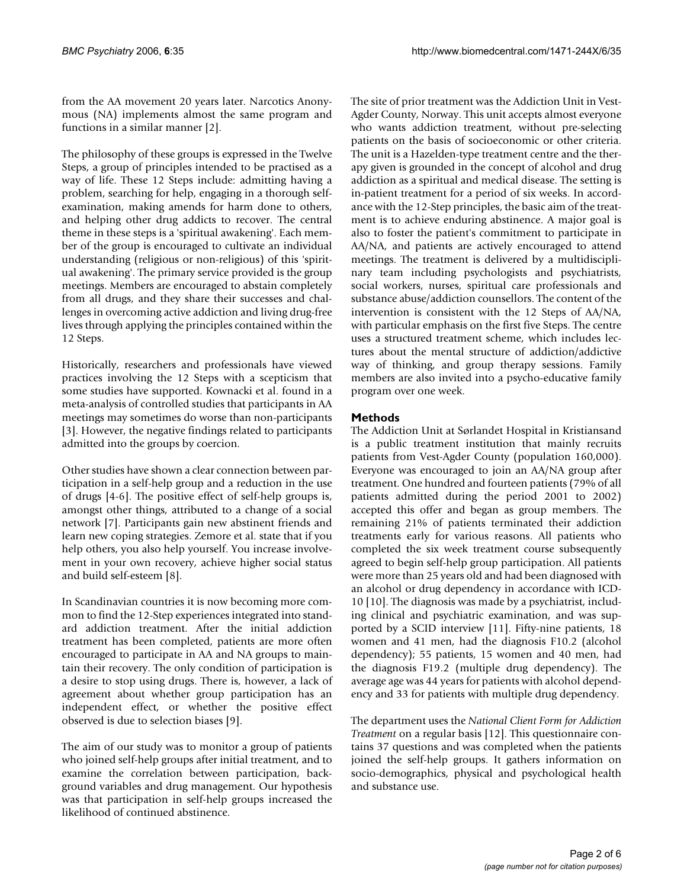from the AA movement 20 years later. Narcotics Anonymous (NA) implements almost the same program and functions in a similar manner [2].

The philosophy of these groups is expressed in the Twelve Steps, a group of principles intended to be practised as a way of life. These 12 Steps include: admitting having a problem, searching for help, engaging in a thorough self-examination, making amends for harm done to others, and helping other drug addicts to recover. The central theme in these steps is a 'spiritual awakening'. Each member of the group is encouraged to cultivate an individual understanding (religious or non-religious) of this 'spiritual awakening'. The primary service provided is the group meetings. Members are encouraged to abstain completely from all drugs, and they share their successes and challenges in overcoming active addiction and living drug-free lives through applying the principles contained within the 12 Steps.

Historically, researchers and professionals have viewed practices involving the 12 Steps with a scepticism that some studies have supported. Kownacki et al. found in a meta-analysis of controlled studies that participants in AA meetings may sometimes do worse than non-participants [3]. However, the negative findings related to participants admitted into the groups by coercion.

Other studies have shown a clear connection between participation in a self-help group and a reduction in the use of drugs [4-6]. The positive effect of self-help groups is, amongst other things, attributed to a change of a social network [7]. Participants gain new abstinent friends and learn new coping strategies. Zemore et al. state that if you help others, you also help yourself. You increase involvement in your own recovery, achieve higher social status and build self-esteem [8].

In Scandinavian countries it is now becoming more common to find the 12-Step experiences integrated into standard addiction treatment. After the initial addiction treatment has been completed, patients are more often encouraged to participate in AA and NA groups to maintain their recovery. The only condition of participation is a desire to stop using drugs. There is, however, a lack of agreement about whether group participation has an independent effect, or whether the positive effect observed is due to selection biases [9].

The aim of our study was to monitor a group of patients who joined self-help groups after initial treatment, and to examine the correlation between participation, background variables and drug management. Our hypothesis was that participation in self-help groups increased the likelihood of continued abstinence.

The site of prior treatment was the Addiction Unit in Vest-Agder County, Norway. This unit accepts almost everyone who wants addiction treatment, without pre-selecting patients on the basis of socioeconomic or other criteria. The unit is a Hazelden-type treatment centre and the therapy given is grounded in the concept of alcohol and drug addiction as a spiritual and medical disease. The setting is in-patient treatment for a period of six weeks. In accordance with the 12-Step principles, the basic aim of the treatment is to achieve enduring abstinence. A major goal is also to foster the patient's commitment to participate in AA/NA, and patients are actively encouraged to attend meetings. The treatment is delivered by a multidisciplinary team including psychologists and psychiatrists, social workers, nurses, spiritual care professionals and substance abuse/addiction counsellors. The content of the intervention is consistent with the 12 Steps of AA/NA, with particular emphasis on the first five Steps. The centre uses a structured treatment scheme, which includes lectures about the mental structure of addiction/addictive way of thinking, and group therapy sessions. Family members are also invited into a psycho-educative family program over one week.

## Methods

The Addiction Unit at Sørlandet Hospital in Kristiansand is a public treatment institution that mainly recruits patients from Vest-Agder County (population 160,000). Everyone was encouraged to join an AA/NA group after treatment. One hundred and fourteen patients (79% of all patients admitted during the period 2001 to 2002) accepted this offer and began as group members. The remaining 21% of patients terminated their addiction treatments early for various reasons. All patients who completed the six week treatment course subsequently agreed to begin self-help group participation. All patients were more than 25 years old and had been diagnosed with an alcohol or drug dependency in accordance with ICD-10 [10]. The diagnosis was made by a psychiatrist, including clinical and psychiatric examination, and was supported by a SCID interview [11]. Fifty-nine patients, 18 women and 41 men, had the diagnosis F10.2 (alcohol dependency); 55 patients, 15 women and 40 men, had the diagnosis F19.2 (multiple drug dependency). The average age was 44 years for patients with alcohol dependency and 33 for patients with multiple drug dependency.

The department uses the *National Client Form for Addiction Treatment* on a regular basis [12]. This questionnaire contains 37 questions and was completed when the patients joined the self-help groups. It gathers information on socio-demographics, physical and psychological health and substance use.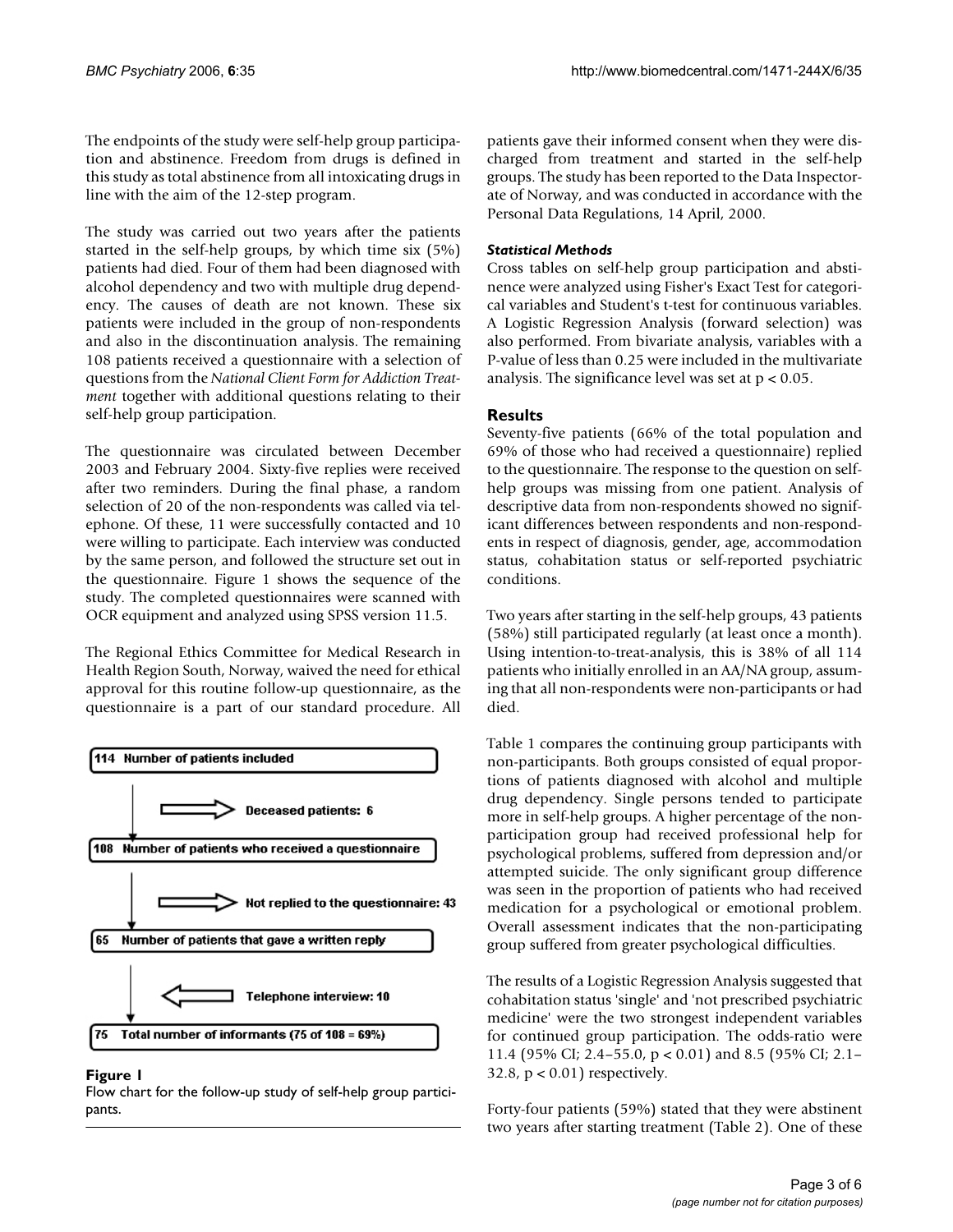The endpoints of the study were self-help group participation and abstinence. Freedom from drugs is defined in this study as total abstinence from all intoxicating drugs in line with the aim of the 12-step program.

The study was carried out two years after the patients started in the self-help groups, by which time six (5%) patients had died. Four of them had been diagnosed with alcohol dependency and two with multiple drug dependency. The causes of death are not known. These six patients were included in the group of non-respondents and also in the discontinuation analysis. The remaining 108 patients received a questionnaire with a selection of questions from the *National Client Form for Addiction Treatment* together with additional questions relating to their self-help group participation.

The questionnaire was circulated between December 2003 and February 2004. Sixty-five replies were received after two reminders. During the final phase, a random selection of 20 of the non-respondents was called via telephone. Of these, 11 were successfully contacted and 10 were willing to participate. Each interview was conducted by the same person, and followed the structure set out in the questionnaire. Figure 1 shows the sequence of the study. The completed questionnaires were scanned with OCR equipment and analyzed using SPSS version 11.5.

The Regional Ethics Committee for Medical Research in Health Region South, Norway, waived the need for ethical approval for this routine follow-up questionnaire, as the questionnaire is a part of our standard procedure. All

114 Number of patients included

Deceased patients: 6

108 Number of patients who received a questionnaire

Not replied to the questionnaire: 43

65 Number of patients that gave a written reply

Telephone interview: 10

75 Total number of informants (75 of 108 = 69%)

**Figure 1**
Flow chart for the follow-up study of self-help group participants.

patients gave their informed consent when they were discharged from treatment and started in the self-help groups. The study has been reported to the Data Inspectorate of Norway, and was conducted in accordance with the Personal Data Regulations, 14 April, 2000.

### *Statistical Methods*

Cross tables on self-help group participation and abstinence were analyzed using Fisher's Exact Test for categorical variables and Student's t-test for continuous variables. A Logistic Regression Analysis (forward selection) was also performed. From bivariate analysis, variables with a P-value of less than 0.25 were included in the multivariate analysis. The significance level was set at $p < 0.05$.

## Results

Seventy-five patients (66% of the total population and 69% of those who had received a questionnaire) replied to the questionnaire. The response to the question on self-help groups was missing from one patient. Analysis of descriptive data from non-respondents showed no significant differences between respondents and non-respondents in respect of diagnosis, gender, age, accommodation status, cohabitation status or self-reported psychiatric conditions.

Two years after starting in the self-help groups, 43 patients (58%) still participated regularly (at least once a month). Using intention-to-treat-analysis, this is 38% of all 114 patients who initially enrolled in an AA/NA group, assuming that all non-respondents were non-participants or had died.

Table 1 compares the continuing group participants with non-participants. Both groups consisted of equal proportions of patients diagnosed with alcohol and multiple drug dependency. Single persons tended to participate more in self-help groups. A higher percentage of the non-participation group had received professional help for psychological problems, suffered from depression and/or attempted suicide. The only significant group difference was seen in the proportion of patients who had received medication for a psychological or emotional problem. Overall assessment indicates that the non-participating group suffered from greater psychological difficulties.

The results of a Logistic Regression Analysis suggested that cohabitation status 'single' and 'not prescribed psychiatric medicine' were the two strongest independent variables for continued group participation. The odds-ratio were 11.4 (95% CI; 2.4–55.0, $p < 0.01$) and 8.5 (95% CI; 2.1–32.8, $p < 0.01$) respectively.

Forty-four patients (59%) stated that they were abstinent two years after starting treatment (Table 2). One of these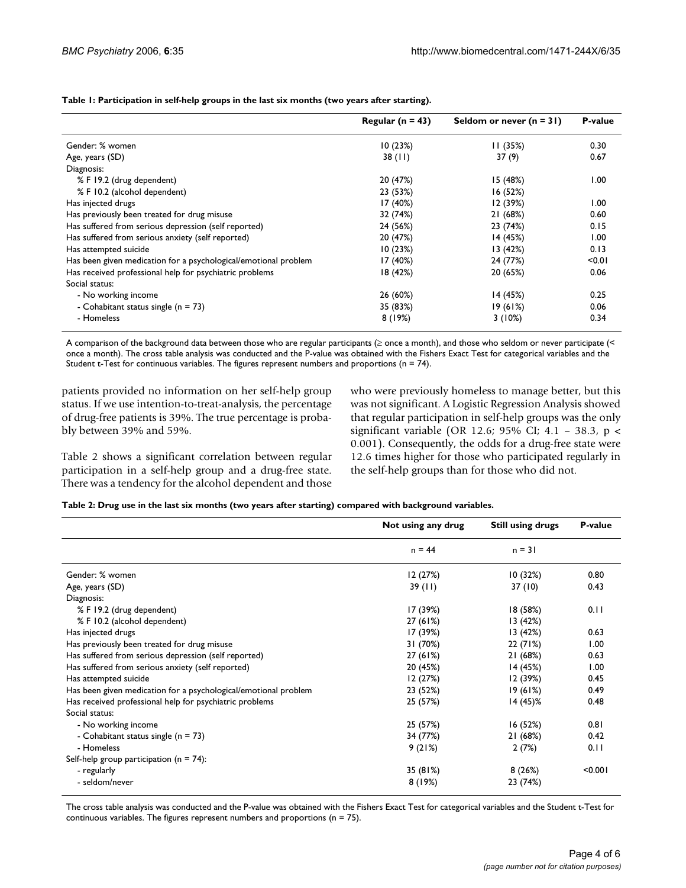**Table 1: Participation in self-help groups in the last six months (two years after starting).**

| | Regular (n = 43) | Seldom or never (n = 31) | P-value |
|---|---|---|---|
| Gender: % women | 10 (23%) | 11 (35%) | 0.30 |
| Age, years (SD) | 38 (11) | 37 (9) | 0.67 |
| Diagnosis: | | | |
| % F 19.2 (drug dependent) | 20 (47%) | 15 (48%) | 1.00 |
| % F 10.2 (alcohol dependent) | 23 (53%) | 16 (52%) | |
| Has injected drugs | 17 (40%) | 12 (39%) | 1.00 |
| Has previously been treated for drug misuse | 32 (74%) | 21 (68%) | 0.60 |
| Has suffered from serious depression (self reported) | 24 (56%) | 23 (74%) | 0.15 |
| Has suffered from serious anxiety (self reported) | 20 (47%) | 14 (45%) | 1.00 |
| Has attempted suicide | 10 (23%) | 13 (42%) | 0.13 |
| Has been given medication for a psychological/emotional problem | 17 (40%) | 24 (77%) | <0.01 |
| Has received professional help for psychiatric problems | 18 (42%) | 20 (65%) | 0.06 |
| Social status: | | | |
| - No working income | 26 (60%) | 14 (45%) | 0.25 |
| - Cohabitant status single (n = 73) | 35 (83%) | 19 (61%) | 0.06 |
| - Homeless | 8 (19%) | 3 (10%) | 0.34 |

A comparison of the background data between those who are regular participants (≥ once a month), and those who seldom or never participate (< once a month). The cross table analysis was conducted and the P-value was obtained with the Fishers Exact Test for categorical variables and the Student t-Test for continuous variables. The figures represent numbers and proportions (n = 74).

patients provided no information on her self-help group status. If we use intention-to-treat-analysis, the percentage of drug-free patients is 39%. The true percentage is probably between 39% and 59%.

Table 2 shows a significant correlation between regular participation in a self-help group and a drug-free state. There was a tendency for the alcohol dependent and those who were previously homeless to manage better, but this was not significant. A Logistic Regression Analysis showed that regular participation in self-help groups was the only significant variable (OR 12.6; 95% CI; 4.1 – 38.3, $p < 0.001$). Consequently, the odds for a drug-free state were 12.6 times higher for those who participated regularly in the self-help groups than for those who did not.

**Table 2: Drug use in the last six months (two years after starting) compared with background variables.**

| | Not using any drug | Still using drugs | P-value |
|---|---|---|---|
| | n = 44 | n = 31 | |
| Gender: % women | 12 (27%) | 10 (32%) | 0.80 |
| Age, years (SD) | 39 (11) | 37 (10) | 0.43 |
| Diagnosis: | | | |
| % F 19.2 (drug dependent) | 17 (39%) | 18 (58%) | 0.11 |
| % F 10.2 (alcohol dependent) | 27 (61%) | 13 (42%) | |
| Has injected drugs | 17 (39%) | 13 (42%) | 0.63 |
| Has previously been treated for drug misuse | 31 (70%) | 22 (71%) | 1.00 |
| Has suffered from serious depression (self reported) | 27 (61%) | 21 (68%) | 0.63 |
| Has suffered from serious anxiety (self reported) | 20 (45%) | 14 (45%) | 1.00 |
| Has attempted suicide | 12 (27%) | 12 (39%) | 0.45 |
| Has been given medication for a psychological/emotional problem | 23 (52%) | 19 (61%) | 0.49 |
| Has received professional help for psychiatric problems | 25 (57%) | 14 (45)% | 0.48 |
| Social status: | | | |
| - No working income | 25 (57%) | 16 (52%) | 0.81 |
| - Cohabitant status single (n = 73) | 34 (77%) | 21 (68%) | 0.42 |
| - Homeless | 9 (21%) | 2 (7%) | 0.11 |
| Self-help group participation (n = 74): | | | |
| - regularly | 35 (81%) | 8 (26%) | <0.001 |
| - seldom/never | 8 (19%) | 23 (74%) | |

The cross table analysis was conducted and the P-value was obtained with the Fishers Exact Test for categorical variables and the Student t-Test for continuous variables. The figures represent numbers and proportions (n = 75).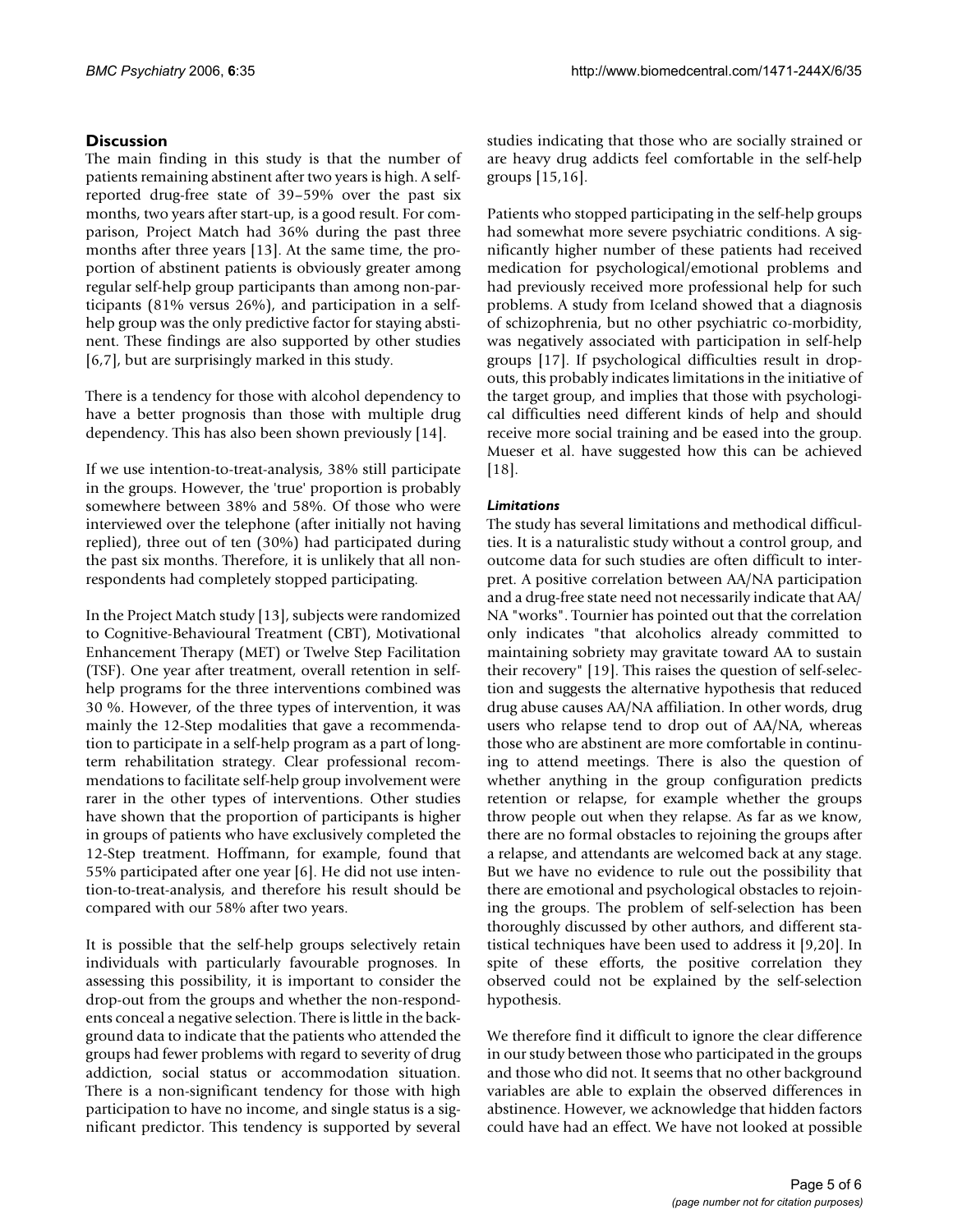## Discussion

The main finding in this study is that the number of patients remaining abstinent after two years is high. A self-reported drug-free state of 39–59% over the past six months, two years after start-up, is a good result. For comparison, Project Match had 36% during the past three months after three years [13]. At the same time, the proportion of abstinent patients is obviously greater among regular self-help group participants than among non-participants (81% versus 26%), and participation in a self-help group was the only predictive factor for staying abstinent. These findings are also supported by other studies [6,7], but are surprisingly marked in this study.

There is a tendency for those with alcohol dependency to have a better prognosis than those with multiple drug dependency. This has also been shown previously [14].

If we use intention-to-treat-analysis, 38% still participate in the groups. However, the 'true' proportion is probably somewhere between 38% and 58%. Of those who were interviewed over the telephone (after initially not having replied), three out of ten (30%) had participated during the past six months. Therefore, it is unlikely that all non-respondents had completely stopped participating.

In the Project Match study [13], subjects were randomized to Cognitive-Behavioural Treatment (CBT), Motivational Enhancement Therapy (MET) or Twelve Step Facilitation (TSF). One year after treatment, overall retention in self-help programs for the three interventions combined was 30 %. However, of the three types of intervention, it was mainly the 12-Step modalities that gave a recommendation to participate in a self-help program as a part of long-term rehabilitation strategy. Clear professional recommendations to facilitate self-help group involvement were rarer in the other types of interventions. Other studies have shown that the proportion of participants is higher in groups of patients who have exclusively completed the 12-Step treatment. Hoffmann, for example, found that 55% participated after one year [6]. He did not use intention-to-treat-analysis, and therefore his result should be compared with our 58% after two years.

It is possible that the self-help groups selectively retain individuals with particularly favourable prognoses. In assessing this possibility, it is important to consider the drop-out from the groups and whether the non-respondents conceal a negative selection. There is little in the background data to indicate that the patients who attended the groups had fewer problems with regard to severity of drug addiction, social status or accommodation situation. There is a non-significant tendency for those with high participation to have no income, and single status is a significant predictor. This tendency is supported by several studies indicating that those who are socially strained or are heavy drug addicts feel comfortable in the self-help groups [15,16].

Patients who stopped participating in the self-help groups had somewhat more severe psychiatric conditions. A significantly higher number of these patients had received medication for psychological/emotional problems and had previously received more professional help for such problems. A study from Iceland showed that a diagnosis of schizophrenia, but no other psychiatric co-morbidity, was negatively associated with participation in self-help groups [17]. If psychological difficulties result in drop-outs, this probably indicates limitations in the initiative of the target group, and implies that those with psychological difficulties need different kinds of help and should receive more social training and be eased into the group. Mueser et al. have suggested how this can be achieved [18].

### *Limitations*

The study has several limitations and methodical difficulties. It is a naturalistic study without a control group, and outcome data for such studies are often difficult to interpret. A positive correlation between AA/NA participation and a drug-free state need not necessarily indicate that AA/NA "works". Tournier has pointed out that the correlation only indicates "that alcoholics already committed to maintaining sobriety may gravitate toward AA to sustain their recovery" [19]. This raises the question of self-selection and suggests the alternative hypothesis that reduced drug abuse causes AA/NA affiliation. In other words, drug users who relapse tend to drop out of AA/NA, whereas those who are abstinent are more comfortable in continuing to attend meetings. There is also the question of whether anything in the group configuration predicts retention or relapse, for example whether the groups throw people out when they relapse. As far as we know, there are no formal obstacles to rejoining the groups after a relapse, and attendants are welcomed back at any stage. But we have no evidence to rule out the possibility that there are emotional and psychological obstacles to rejoining the groups. The problem of self-selection has been thoroughly discussed by other authors, and different statistical techniques have been used to address it [9,20]. In spite of these efforts, the positive correlation they observed could not be explained by the self-selection hypothesis.

We therefore find it difficult to ignore the clear difference in our study between those who participated in the groups and those who did not. It seems that no other background variables are able to explain the observed differences in abstinence. However, we acknowledge that hidden factors could have had an effect. We have not looked at possible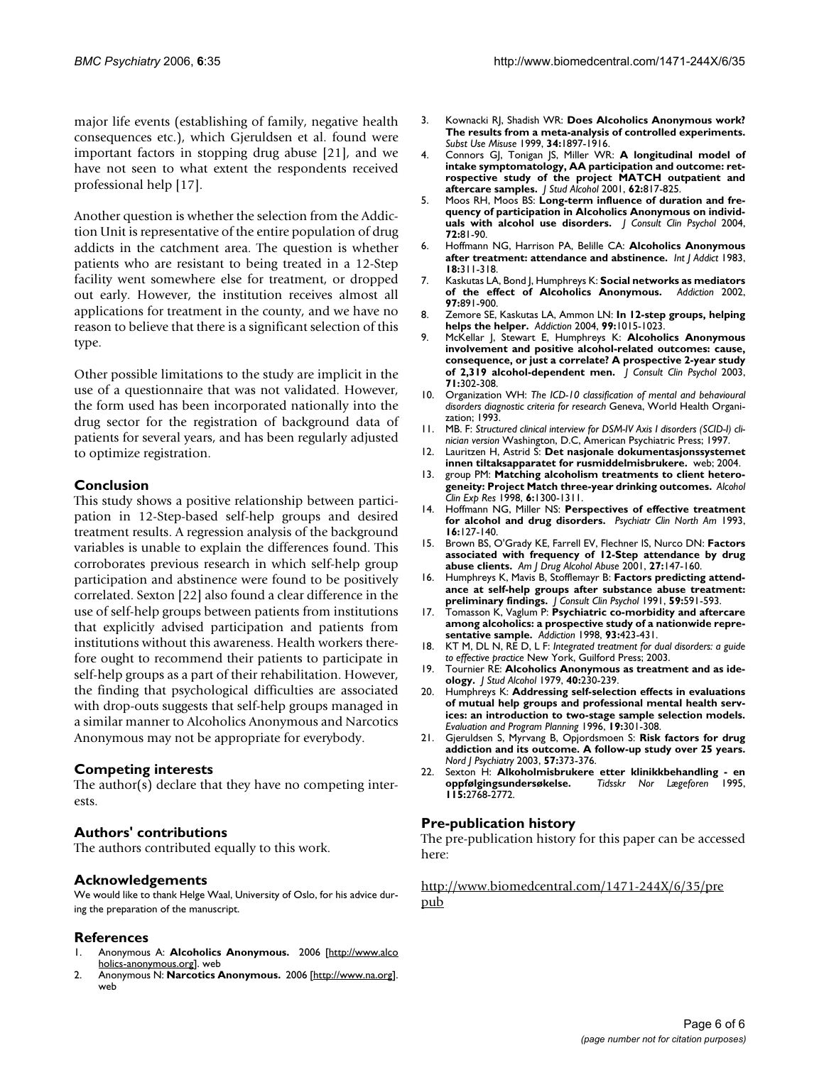major life events (establishing of family, negative health consequences etc.), which Gjeruldsen et al. found were important factors in stopping drug abuse [21], and we have not seen to what extent the respondents received professional help [17].

Another question is whether the selection from the Addiction Unit is representative of the entire population of drug addicts in the catchment area. The question is whether patients who are resistant to being treated in a 12-Step facility went somewhere else for treatment, or dropped out early. However, the institution receives almost all applications for treatment in the county, and we have no reason to believe that there is a significant selection of this type.

Other possible limitations to the study are implicit in the use of a questionnaire that was not validated. However, the form used has been incorporated nationally into the drug sector for the registration of background data of patients for several years, and has been regularly adjusted to optimize registration.

## Conclusion

This study shows a positive relationship between participation in 12-Step-based self-help groups and desired treatment results. A regression analysis of the background variables is unable to explain the differences found. This corroborates previous research in which self-help group participation and abstinence were found to be positively correlated. Sexton [22] also found a clear difference in the use of self-help groups between patients from institutions that explicitly advised participation and patients from institutions without this awareness. Health workers therefore ought to recommend their patients to participate in self-help groups as a part of their rehabilitation. However, the finding that psychological difficulties are associated with drop-outs suggests that self-help groups managed in a similar manner to Alcoholics Anonymous and Narcotics Anonymous may not be appropriate for everybody.

## Competing interests

The author(s) declare that they have no competing interests.

## Authors' contributions

The authors contributed equally to this work.

## Acknowledgements

We would like to thank Helge Waal, University of Oslo, for his advice during the preparation of the manuscript.

## References

1. Anonymous A: **Alcoholics Anonymous.** 2006 [http://www.alcoholics-anonymous.org]. web
2. Anonymous N: **Narcotics Anonymous.** 2006 [http://www.na.org]. web
3. Kownacki RJ, Shadish WR: **Does Alcoholics Anonymous work? The results from a meta-analysis of controlled experiments.** *Subst Use Misuse* 1999, **34:**1897-1916.
4. Connors GJ, Tonigan JS, Miller WR: **A longitudinal model of intake symptomatology, AA participation and outcome: retrospective study of the project MATCH outpatient and aftercare samples.** *J Stud Alcohol* 2001, **62:**817-825.
5. Moos RH, Moos BS: **Long-term influence of duration and frequency of participation in Alcoholics Anonymous on individuals with alcohol use disorders.** *J Consult Clin Psychol* 2004, **72:**81-90.
6. Hoffmann NG, Harrison PA, Belille CA: **Alcoholics Anonymous after treatment: attendance and abstinence.** *Int J Addict* 1983, **18:**311-318.
7. Kaskutas LA, Bond J, Humphreys K: **Social networks as mediators of the effect of Alcoholics Anonymous.** *Addiction* 2002, **97:**891-900.
8. Zemore SE, Kaskutas LA, Ammon LN: **In 12-step groups, helping helps the helper.** *Addiction* 2004, **99:**1015-1023.
9. McKellar J, Stewart E, Humphreys K: **Alcoholics Anonymous involvement and positive alcohol-related outcomes: cause, consequence, or just a correlate? A prospective 2-year study of 2,319 alcohol-dependent men.** *J Consult Clin Psychol* 2003, **71:**302-308.
10. Organization WH: *The ICD-10 classification of mental and behavioural disorders diagnostic criteria for research* Geneva, World Health Organization; 1993.
11. MB. F: *Structured clinical interview for DSM-IV Axis I disorders (SCID-I) clinician version* Washington, D.C, American Psychiatric Press; 1997.
12. Lauritzen H, Astrid S: **Det nasjonale dokumentasjonssystemet innen tiltaksapparatet for rusmiddelmisbrukere.** web; 2004.
13. group PM: **Matching alcoholism treatments to client heterogeneity: Project Match three-year drinking outcomes.** *Alcohol Clin Exp Res* 1998, **6:**1300-1311.
14. Hoffmann NG, Miller NS: **Perspectives of effective treatment for alcohol and drug disorders.** *Psychiatr Clin North Am* 1993, **16:**127-140.
15. Brown BS, O'Grady KE, Farrell EV, Flechner IS, Nurco DN: **Factors associated with frequency of 12-Step attendance by drug abuse clients.** *Am J Drug Alcohol Abuse* 2001, **27:**147-160.
16. Humphreys K, Mavis B, Stofflemayr B: **Factors predicting attendance at self-help groups after substance abuse treatment: preliminary findings.** *J Consult Clin Psychol* 1991, **59:**591-593.
17. Tomasson K, Vaglum P: **Psychiatric co-morbidity and aftercare among alcoholics: a prospective study of a nationwide representative sample.** *Addiction* 1998, **93:**423-431.
18. KT M, DL N, RE D, L F: *Integrated treatment for dual disorders: a guide to effective practice* New York, Guilford Press; 2003.
19. Tournier RE: **Alcoholics Anonymous as treatment and as ideology.** *J Stud Alcohol* 1979, **40:**230-239.
20. Humphreys K: **Addressing self-selection effects in evaluations of mutual help groups and professional mental health services: an introduction to two-stage sample selection models.** *Evaluation and Program Planning* 1996, **19:**301-308.
21. Gjeruldsen S, Myrvang B, Opjordsmoen S: **Risk factors for drug addiction and its outcome. A follow-up study over 25 years.** *Nord J Psychiatry* 2003, **57:**373-376.
22. Sexton H: **Alkoholmisbrukere etter klinikkbehandling - en oppfølgingsundersøkelse.** *Tidsskr Nor Lægeforen* 1995, **115:**2768-2772.

## Pre-publication history

The pre-publication history for this paper can be accessed here:

http://www.biomedcentral.com/1471-244X/6/35/prepub